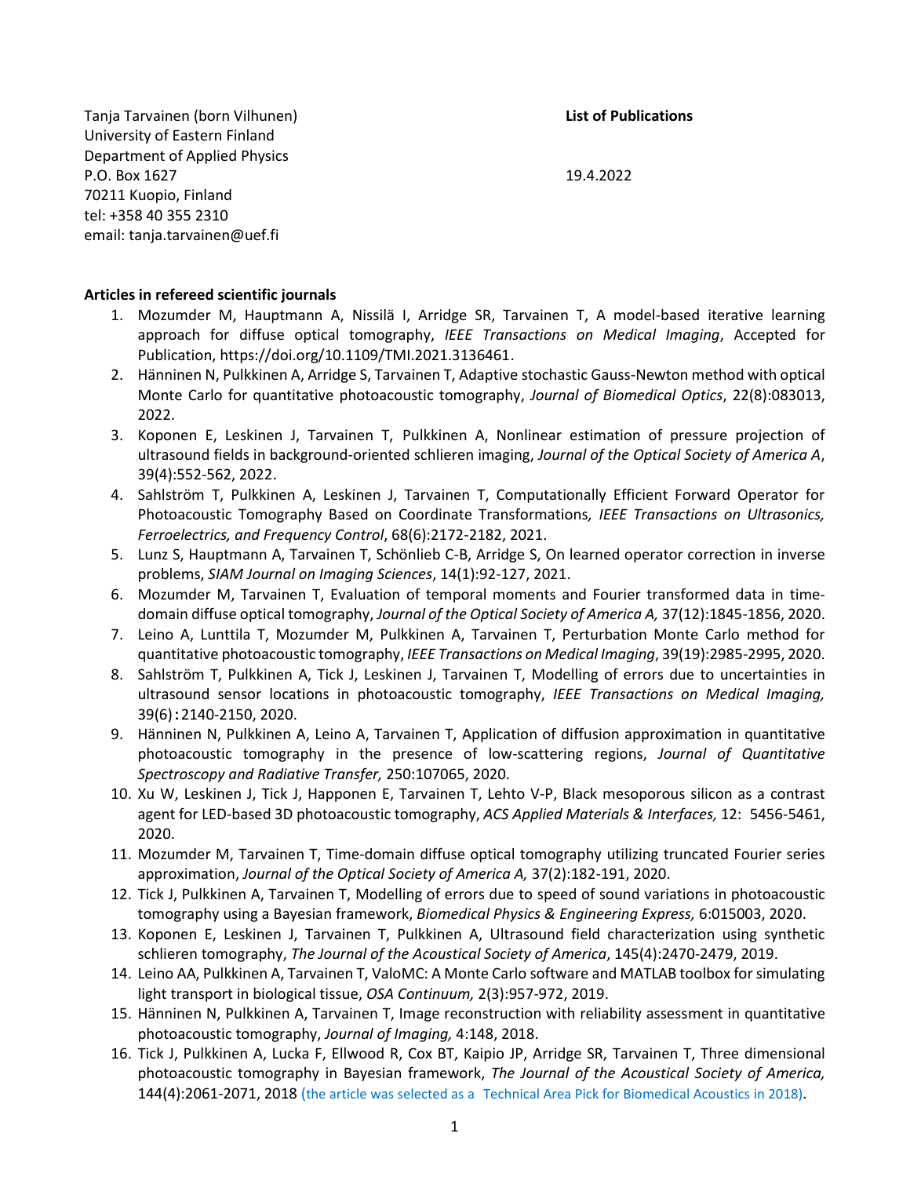Tanja Tarvainen (born Vilhunen)
University of Eastern Finland
Department of Applied Physics
P.O. Box 1627
70211 Kuopio, Finland
tel: +358 40 355 2310
email: tanja.tarvainen@uef.fi

**List of Publications**

19.4.2022

**Articles in refereed scientific journals**

1. Mozumder M, Hauptmann A, Nissilä I, Arridge SR, Tarvainen T, A model-based iterative learning approach for diffuse optical tomography, *IEEE Transactions on Medical Imaging*, Accepted for Publication, https://doi.org/10.1109/TMI.2021.3136461.
2. Hänninen N, Pulkkinen A, Arridge S, Tarvainen T, Adaptive stochastic Gauss-Newton method with optical Monte Carlo for quantitative photoacoustic tomography, *Journal of Biomedical Optics*, 22(8):083013, 2022.
3. Koponen E, Leskinen J, Tarvainen T, Pulkkinen A, Nonlinear estimation of pressure projection of ultrasound fields in background-oriented schlieren imaging, *Journal of the Optical Society of America A*, 39(4):552-562, 2022.
4. Sahlström T, Pulkkinen A, Leskinen J, Tarvainen T, Computationally Efficient Forward Operator for Photoacoustic Tomography Based on Coordinate Transformations, *IEEE Transactions on Ultrasonics, Ferroelectrics, and Frequency Control*, 68(6):2172-2182, 2021.
5. Lunz S, Hauptmann A, Tarvainen T, Schönlieb C-B, Arridge S, On learned operator correction in inverse problems, *SIAM Journal on Imaging Sciences*, 14(1):92-127, 2021.
6. Mozumder M, Tarvainen T, Evaluation of temporal moments and Fourier transformed data in time-domain diffuse optical tomography, *Journal of the Optical Society of America A,* 37(12):1845-1856, 2020.
7. Leino A, Lunttila T, Mozumder M, Pulkkinen A, Tarvainen T, Perturbation Monte Carlo method for quantitative photoacoustic tomography, *IEEE Transactions on Medical Imaging*, 39(19):2985-2995, 2020.
8. Sahlström T, Pulkkinen A, Tick J, Leskinen J, Tarvainen T, Modelling of errors due to uncertainties in ultrasound sensor locations in photoacoustic tomography, *IEEE Transactions on Medical Imaging,* 39(6):2140-2150, 2020.
9. Hänninen N, Pulkkinen A, Leino A, Tarvainen T, Application of diffusion approximation in quantitative photoacoustic tomography in the presence of low-scattering regions, *Journal of Quantitative Spectroscopy and Radiative Transfer,* 250:107065, 2020.
10. Xu W, Leskinen J, Tick J, Happonen E, Tarvainen T, Lehto V-P, Black mesoporous silicon as a contrast agent for LED-based 3D photoacoustic tomography, *ACS Applied Materials & Interfaces,* 12: 5456-5461, 2020.
11. Mozumder M, Tarvainen T, Time-domain diffuse optical tomography utilizing truncated Fourier series approximation, *Journal of the Optical Society of America A,* 37(2):182-191, 2020.
12. Tick J, Pulkkinen A, Tarvainen T, Modelling of errors due to speed of sound variations in photoacoustic tomography using a Bayesian framework, *Biomedical Physics & Engineering Express,* 6:015003, 2020.
13. Koponen E, Leskinen J, Tarvainen T, Pulkkinen A, Ultrasound field characterization using synthetic schlieren tomography, *The Journal of the Acoustical Society of America*, 145(4):2470-2479, 2019.
14. Leino AA, Pulkkinen A, Tarvainen T, ValoMC: A Monte Carlo software and MATLAB toolbox for simulating light transport in biological tissue, *OSA Continuum,* 2(3):957-972, 2019.
15. Hänninen N, Pulkkinen A, Tarvainen T, Image reconstruction with reliability assessment in quantitative photoacoustic tomography, *Journal of Imaging,* 4:148, 2018.
16. Tick J, Pulkkinen A, Lucka F, Ellwood R, Cox BT, Kaipio JP, Arridge SR, Tarvainen T, Three dimensional photoacoustic tomography in Bayesian framework, *The Journal of the Acoustical Society of America,* 144(4):2061-2071, 2018 (the article was selected as a Technical Area Pick for Biomedical Acoustics in 2018).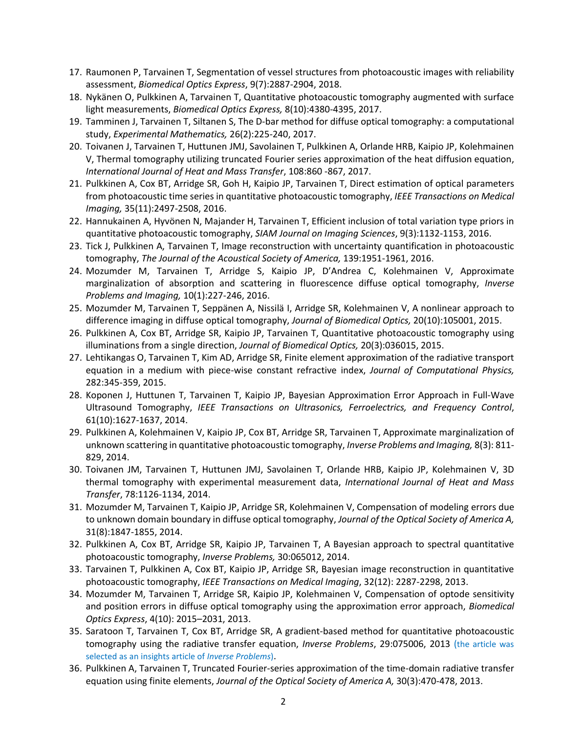17. Raumonen P, Tarvainen T, Segmentation of vessel structures from photoacoustic images with reliability assessment, *Biomedical Optics Express*, 9(7):2887-2904, 2018.
18. Nykänen O, Pulkkinen A, Tarvainen T, Quantitative photoacoustic tomography augmented with surface light measurements, *Biomedical Optics Express,* 8(10):4380-4395, 2017.
19. Tamminen J, Tarvainen T, Siltanen S, The D-bar method for diffuse optical tomography: a computational study, *Experimental Mathematics,* 26(2):225-240, 2017.
20. Toivanen J, Tarvainen T, Huttunen JMJ, Savolainen T, Pulkkinen A, Orlande HRB, Kaipio JP, Kolehmainen V, Thermal tomography utilizing truncated Fourier series approximation of the heat diffusion equation, *International Journal of Heat and Mass Transfer*, 108:860 -867, 2017.
21. Pulkkinen A, Cox BT, Arridge SR, Goh H, Kaipio JP, Tarvainen T, Direct estimation of optical parameters from photoacoustic time series in quantitative photoacoustic tomography, *IEEE Transactions on Medical Imaging,* 35(11):2497-2508, 2016.
22. Hannukainen A, Hyvönen N, Majander H, Tarvainen T, Efficient inclusion of total variation type priors in quantitative photoacoustic tomography, *SIAM Journal on Imaging Sciences*, 9(3):1132-1153, 2016.
23. Tick J, Pulkkinen A, Tarvainen T, Image reconstruction with uncertainty quantification in photoacoustic tomography, *The Journal of the Acoustical Society of America,* 139:1951-1961, 2016.
24. Mozumder M, Tarvainen T, Arridge S, Kaipio JP, D'Andrea C, Kolehmainen V, Approximate marginalization of absorption and scattering in fluorescence diffuse optical tomography, *Inverse Problems and Imaging,* 10(1):227-246, 2016.
25. Mozumder M, Tarvainen T, Seppänen A, Nissilä I, Arridge SR, Kolehmainen V, A nonlinear approach to difference imaging in diffuse optical tomography, *Journal of Biomedical Optics,* 20(10):105001, 2015.
26. Pulkkinen A, Cox BT, Arridge SR, Kaipio JP, Tarvainen T, Quantitative photoacoustic tomography using illuminations from a single direction, *Journal of Biomedical Optics,* 20(3):036015, 2015.
27. Lehtikangas O, Tarvainen T, Kim AD, Arridge SR, Finite element approximation of the radiative transport equation in a medium with piece-wise constant refractive index, *Journal of Computational Physics,* 282:345-359, 2015.
28. Koponen J, Huttunen T, Tarvainen T, Kaipio JP, Bayesian Approximation Error Approach in Full-Wave Ultrasound Tomography, *IEEE Transactions on Ultrasonics, Ferroelectrics, and Frequency Control*, 61(10):1627-1637, 2014.
29. Pulkkinen A, Kolehmainen V, Kaipio JP, Cox BT, Arridge SR, Tarvainen T, Approximate marginalization of unknown scattering in quantitative photoacoustic tomography, *Inverse Problems and Imaging,* 8(3): 811-829, 2014.
30. Toivanen JM, Tarvainen T, Huttunen JMJ, Savolainen T, Orlande HRB, Kaipio JP, Kolehmainen V, 3D thermal tomography with experimental measurement data, *International Journal of Heat and Mass Transfer*, 78:1126-1134, 2014.
31. Mozumder M, Tarvainen T, Kaipio JP, Arridge SR, Kolehmainen V, Compensation of modeling errors due to unknown domain boundary in diffuse optical tomography, *Journal of the Optical Society of America A,* 31(8):1847-1855, 2014.
32. Pulkkinen A, Cox BT, Arridge SR, Kaipio JP, Tarvainen T, A Bayesian approach to spectral quantitative photoacoustic tomography, *Inverse Problems,* 30:065012, 2014.
33. Tarvainen T, Pulkkinen A, Cox BT, Kaipio JP, Arridge SR, Bayesian image reconstruction in quantitative photoacoustic tomography, *IEEE Transactions on Medical Imaging*, 32(12): 2287-2298, 2013.
34. Mozumder M, Tarvainen T, Arridge SR, Kaipio JP, Kolehmainen V, Compensation of optode sensitivity and position errors in diffuse optical tomography using the approximation error approach, *Biomedical Optics Express*, 4(10): 2015–2031, 2013.
35. Saratoon T, Tarvainen T, Cox BT, Arridge SR, A gradient-based method for quantitative photoacoustic tomography using the radiative transfer equation, *Inverse Problems*, 29:075006, 2013 (the article was selected as an insights article of *Inverse Problems*).
36. Pulkkinen A, Tarvainen T, Truncated Fourier-series approximation of the time-domain radiative transfer equation using finite elements, *Journal of the Optical Society of America A,* 30(3):470-478, 2013.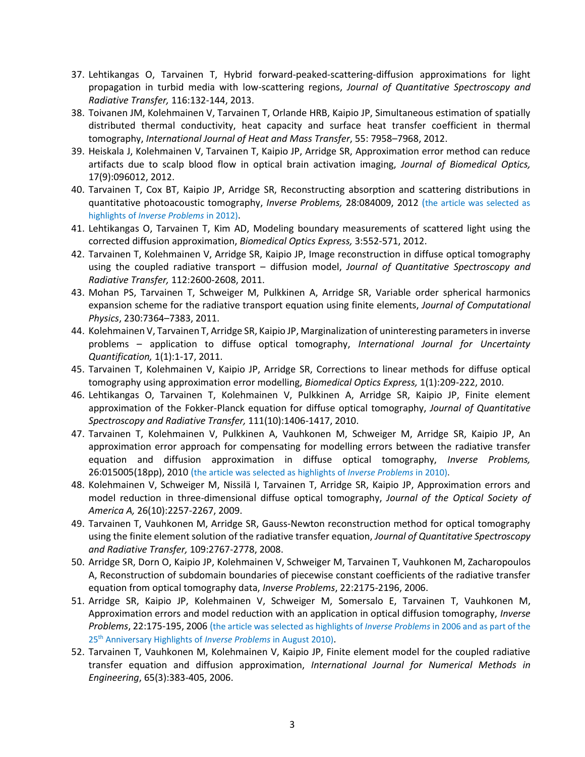37. Lehtikangas O, Tarvainen T, Hybrid forward-peaked-scattering-diffusion approximations for light propagation in turbid media with low-scattering regions, *Journal of Quantitative Spectroscopy and Radiative Transfer,* 116:132-144, 2013.
38. Toivanen JM, Kolehmainen V, Tarvainen T, Orlande HRB, Kaipio JP, Simultaneous estimation of spatially distributed thermal conductivity, heat capacity and surface heat transfer coefficient in thermal tomography, *International Journal of Heat and Mass Transfer*, 55: 7958–7968, 2012.
39. Heiskala J, Kolehmainen V, Tarvainen T, Kaipio JP, Arridge SR, Approximation error method can reduce artifacts due to scalp blood flow in optical brain activation imaging, *Journal of Biomedical Optics,* 17(9):096012, 2012.
40. Tarvainen T, Cox BT, Kaipio JP, Arridge SR, Reconstructing absorption and scattering distributions in quantitative photoacoustic tomography, *Inverse Problems,* 28:084009, 2012 (the article was selected as highlights of *Inverse Problems* in 2012).
41. Lehtikangas O, Tarvainen T, Kim AD, Modeling boundary measurements of scattered light using the corrected diffusion approximation, *Biomedical Optics Express,* 3:552-571, 2012.
42. Tarvainen T, Kolehmainen V, Arridge SR, Kaipio JP, Image reconstruction in diffuse optical tomography using the coupled radiative transport – diffusion model, *Journal of Quantitative Spectroscopy and Radiative Transfer,* 112:2600-2608, 2011.
43. Mohan PS, Tarvainen T, Schweiger M, Pulkkinen A, Arridge SR, Variable order spherical harmonics expansion scheme for the radiative transport equation using finite elements, *Journal of Computational Physics*, 230:7364–7383, 2011.
44. Kolehmainen V, Tarvainen T, Arridge SR, Kaipio JP, Marginalization of uninteresting parameters in inverse problems – application to diffuse optical tomography, *International Journal for Uncertainty Quantification,* 1(1):1-17, 2011.
45. Tarvainen T, Kolehmainen V, Kaipio JP, Arridge SR, Corrections to linear methods for diffuse optical tomography using approximation error modelling, *Biomedical Optics Express,* 1(1):209-222, 2010.
46. Lehtikangas O, Tarvainen T, Kolehmainen V, Pulkkinen A, Arridge SR, Kaipio JP, Finite element approximation of the Fokker-Planck equation for diffuse optical tomography, *Journal of Quantitative Spectroscopy and Radiative Transfer,* 111(10):1406-1417, 2010.
47. Tarvainen T, Kolehmainen V, Pulkkinen A, Vauhkonen M, Schweiger M, Arridge SR, Kaipio JP, An approximation error approach for compensating for modelling errors between the radiative transfer equation and diffusion approximation in diffuse optical tomography, *Inverse Problems,* 26:015005(18pp), 2010 (the article was selected as highlights of *Inverse Problems* in 2010).
48. Kolehmainen V, Schweiger M, Nissilä I, Tarvainen T, Arridge SR, Kaipio JP, Approximation errors and model reduction in three-dimensional diffuse optical tomography, *Journal of the Optical Society of America A,* 26(10):2257-2267, 2009.
49. Tarvainen T, Vauhkonen M, Arridge SR, Gauss-Newton reconstruction method for optical tomography using the finite element solution of the radiative transfer equation, *Journal of Quantitative Spectroscopy and Radiative Transfer,* 109:2767-2778, 2008.
50. Arridge SR, Dorn O, Kaipio JP, Kolehmainen V, Schweiger M, Tarvainen T, Vauhkonen M, Zacharopoulos A, Reconstruction of subdomain boundaries of piecewise constant coefficients of the radiative transfer equation from optical tomography data, *Inverse Problems*, 22:2175-2196, 2006.
51. Arridge SR, Kaipio JP, Kolehmainen V, Schweiger M, Somersalo E, Tarvainen T, Vauhkonen M, Approximation errors and model reduction with an application in optical diffusion tomography, *Inverse Problems*, 22:175-195, 2006 (the article was selected as highlights of *Inverse Problems* in 2006 and as part of the 25th Anniversary Highlights of *Inverse Problems* in August 2010).
52. Tarvainen T, Vauhkonen M, Kolehmainen V, Kaipio JP, Finite element model for the coupled radiative transfer equation and diffusion approximation, *International Journal for Numerical Methods in Engineering*, 65(3):383-405, 2006.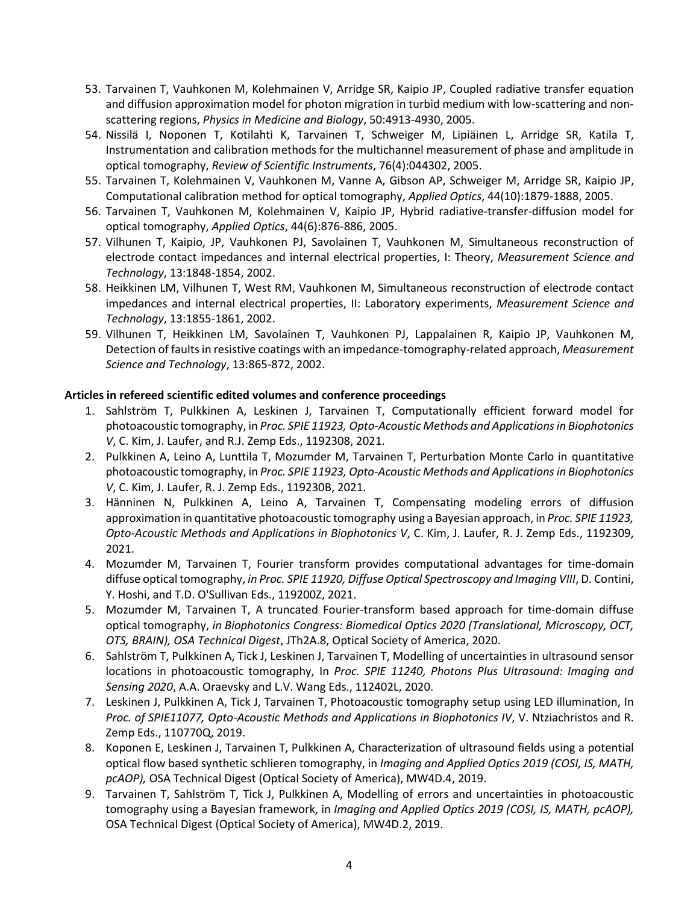53. Tarvainen T, Vauhkonen M, Kolehmainen V, Arridge SR, Kaipio JP, Coupled radiative transfer equation and diffusion approximation model for photon migration in turbid medium with low-scattering and non-scattering regions, *Physics in Medicine and Biology*, 50:4913-4930, 2005.
54. Nissilä I, Noponen T, Kotilahti K, Tarvainen T, Schweiger M, Lipiäinen L, Arridge SR, Katila T, Instrumentation and calibration methods for the multichannel measurement of phase and amplitude in optical tomography, *Review of Scientific Instruments*, 76(4):044302, 2005.
55. Tarvainen T, Kolehmainen V, Vauhkonen M, Vanne A, Gibson AP, Schweiger M, Arridge SR, Kaipio JP, Computational calibration method for optical tomography, *Applied Optics*, 44(10):1879-1888, 2005.
56. Tarvainen T, Vauhkonen M, Kolehmainen V, Kaipio JP, Hybrid radiative-transfer-diffusion model for optical tomography, *Applied Optics*, 44(6):876-886, 2005.
57. Vilhunen T, Kaipio, JP, Vauhkonen PJ, Savolainen T, Vauhkonen M, Simultaneous reconstruction of electrode contact impedances and internal electrical properties, I: Theory, *Measurement Science and Technology*, 13:1848-1854, 2002.
58. Heikkinen LM, Vilhunen T, West RM, Vauhkonen M, Simultaneous reconstruction of electrode contact impedances and internal electrical properties, II: Laboratory experiments, *Measurement Science and Technology*, 13:1855-1861, 2002.
59. Vilhunen T, Heikkinen LM, Savolainen T, Vauhkonen PJ, Lappalainen R, Kaipio JP, Vauhkonen M, Detection of faults in resistive coatings with an impedance-tomography-related approach, *Measurement Science and Technology*, 13:865-872, 2002.

**Articles in refereed scientific edited volumes and conference proceedings**

1. Sahlström T, Pulkkinen A, Leskinen J, Tarvainen T, Computationally efficient forward model for photoacoustic tomography, in *Proc. SPIE 11923, Opto-Acoustic Methods and Applications in Biophotonics V*, C. Kim, J. Laufer, and R.J. Zemp Eds., 1192308, 2021.
2. Pulkkinen A, Leino A, Lunttila T, Mozumder M, Tarvainen T, Perturbation Monte Carlo in quantitative photoacoustic tomography, in *Proc. SPIE 11923, Opto-Acoustic Methods and Applications in Biophotonics V*, C. Kim, J. Laufer, R. J. Zemp Eds., 119230B, 2021.
3. Hänninen N, Pulkkinen A, Leino A, Tarvainen T, Compensating modeling errors of diffusion approximation in quantitative photoacoustic tomography using a Bayesian approach, in *Proc. SPIE 11923, Opto-Acoustic Methods and Applications in Biophotonics V*, C. Kim, J. Laufer, R. J. Zemp Eds., 1192309, 2021.
4. Mozumder M, Tarvainen T, Fourier transform provides computational advantages for time-domain diffuse optical tomography, *in Proc. SPIE 11920, Diffuse Optical Spectroscopy and Imaging VIII*, D. Contini, Y. Hoshi, and T.D. O'Sullivan Eds., 119200Z, 2021.
5. Mozumder M, Tarvainen T, A truncated Fourier-transform based approach for time-domain diffuse optical tomography, *in Biophotonics Congress: Biomedical Optics 2020 (Translational, Microscopy, OCT, OTS, BRAIN), OSA Technical Digest*, JTh2A.8, Optical Society of America, 2020.
6. Sahlström T, Pulkkinen A, Tick J, Leskinen J, Tarvainen T, Modelling of uncertainties in ultrasound sensor locations in photoacoustic tomography, In *Proc. SPIE 11240, Photons Plus Ultrasound: Imaging and Sensing 2020*, A.A. Oraevsky and L.V. Wang Eds., 112402L, 2020.
7. Leskinen J, Pulkkinen A, Tick J, Tarvainen T, Photoacoustic tomography setup using LED illumination, In *Proc. of SPIE11077, Opto-Acoustic Methods and Applications in Biophotonics IV*, V. Ntziachristos and R. Zemp Eds., 110770Q, 2019.
8. Koponen E, Leskinen J, Tarvainen T, Pulkkinen A, Characterization of ultrasound fields using a potential optical flow based synthetic schlieren tomography, in *Imaging and Applied Optics 2019 (COSI, IS, MATH, pcAOP),* OSA Technical Digest (Optical Society of America), MW4D.4, 2019.
9. Tarvainen T, Sahlström T, Tick J, Pulkkinen A, Modelling of errors and uncertainties in photoacoustic tomography using a Bayesian framework, in *Imaging and Applied Optics 2019 (COSI, IS, MATH, pcAOP),* OSA Technical Digest (Optical Society of America), MW4D.2, 2019.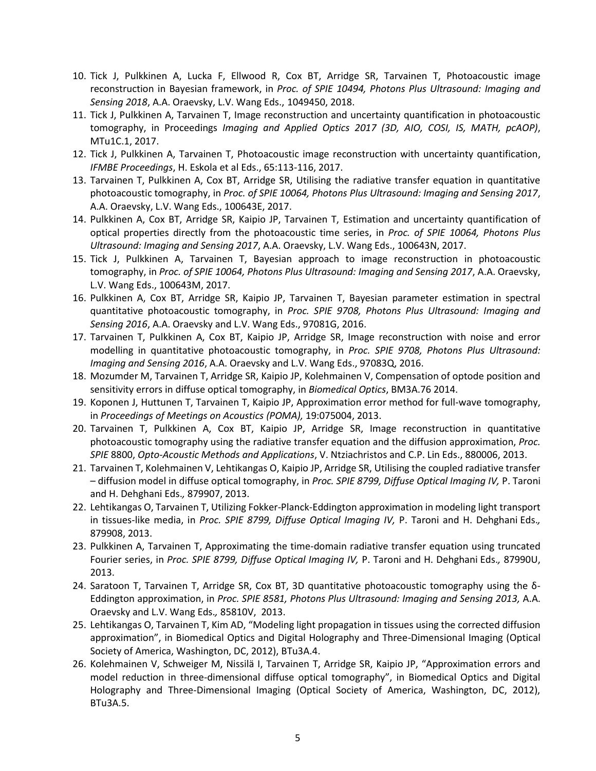10. Tick J, Pulkkinen A, Lucka F, Ellwood R, Cox BT, Arridge SR, Tarvainen T, Photoacoustic image reconstruction in Bayesian framework, in *Proc. of SPIE 10494, Photons Plus Ultrasound: Imaging and Sensing 2018*, A.A. Oraevsky, L.V. Wang Eds., 1049450, 2018.
11. Tick J, Pulkkinen A, Tarvainen T, Image reconstruction and uncertainty quantification in photoacoustic tomography, in Proceedings *Imaging and Applied Optics 2017 (3D, AIO, COSI, IS, MATH, pcAOP)*, MTu1C.1, 2017.
12. Tick J, Pulkkinen A, Tarvainen T, Photoacoustic image reconstruction with uncertainty quantification, *IFMBE Proceedings*, H. Eskola et al Eds., 65:113-116, 2017.
13. Tarvainen T, Pulkkinen A, Cox BT, Arridge SR, Utilising the radiative transfer equation in quantitative photoacoustic tomography, in *Proc. of SPIE 10064, Photons Plus Ultrasound: Imaging and Sensing 2017*, A.A. Oraevsky, L.V. Wang Eds., 100643E, 2017.
14. Pulkkinen A, Cox BT, Arridge SR, Kaipio JP, Tarvainen T, Estimation and uncertainty quantification of optical properties directly from the photoacoustic time series, in *Proc. of SPIE 10064, Photons Plus Ultrasound: Imaging and Sensing 2017*, A.A. Oraevsky, L.V. Wang Eds., 100643N, 2017.
15. Tick J, Pulkkinen A, Tarvainen T, Bayesian approach to image reconstruction in photoacoustic tomography, in *Proc. of SPIE 10064, Photons Plus Ultrasound: Imaging and Sensing 2017*, A.A. Oraevsky, L.V. Wang Eds., 100643M, 2017.
16. Pulkkinen A, Cox BT, Arridge SR, Kaipio JP, Tarvainen T, Bayesian parameter estimation in spectral quantitative photoacoustic tomography, in *Proc. SPIE 9708, Photons Plus Ultrasound: Imaging and Sensing 2016*, A.A. Oraevsky and L.V. Wang Eds., 97081G, 2016.
17. Tarvainen T, Pulkkinen A, Cox BT, Kaipio JP, Arridge SR, Image reconstruction with noise and error modelling in quantitative photoacoustic tomography, in *Proc. SPIE 9708, Photons Plus Ultrasound: Imaging and Sensing 2016*, A.A. Oraevsky and L.V. Wang Eds., 97083Q, 2016.
18. Mozumder M, Tarvainen T, Arridge SR, Kaipio JP, Kolehmainen V, Compensation of optode position and sensitivity errors in diffuse optical tomography, in *Biomedical Optics*, BM3A.76 2014.
19. Koponen J, Huttunen T, Tarvainen T, Kaipio JP, Approximation error method for full-wave tomography, in *Proceedings of Meetings on Acoustics (POMA),* 19:075004, 2013.
20. Tarvainen T, Pulkkinen A, Cox BT, Kaipio JP, Arridge SR, Image reconstruction in quantitative photoacoustic tomography using the radiative transfer equation and the diffusion approximation, *Proc. SPIE* 8800, *Opto-Acoustic Methods and Applications*, V. Ntziachristos and C.P. Lin Eds., 880006, 2013.
21. Tarvainen T, Kolehmainen V, Lehtikangas O, Kaipio JP, Arridge SR, Utilising the coupled radiative transfer – diffusion model in diffuse optical tomography, in *Proc. SPIE 8799, Diffuse Optical Imaging IV,* P. Taroni and H. Dehghani Eds.*,* 879907, 2013.
22. Lehtikangas O, Tarvainen T, Utilizing Fokker-Planck-Eddington approximation in modeling light transport in tissues-like media, in *Proc. SPIE 8799, Diffuse Optical Imaging IV,* P. Taroni and H. Dehghani Eds.*,* 879908, 2013.
23. Pulkkinen A, Tarvainen T, Approximating the time-domain radiative transfer equation using truncated Fourier series, in *Proc. SPIE 8799, Diffuse Optical Imaging IV,* P. Taroni and H. Dehghani Eds.*,* 87990U, 2013.
24. Saratoon T, Tarvainen T, Arridge SR, Cox BT, 3D quantitative photoacoustic tomography using the δ-Eddington approximation, in *Proc. SPIE 8581, Photons Plus Ultrasound: Imaging and Sensing 2013,* A.A. Oraevsky and L.V. Wang Eds.*,* 85810V, 2013.
25. Lehtikangas O, Tarvainen T, Kim AD, "Modeling light propagation in tissues using the corrected diffusion approximation", in Biomedical Optics and Digital Holography and Three-Dimensional Imaging (Optical Society of America, Washington, DC, 2012), BTu3A.4.
26. Kolehmainen V, Schweiger M, Nissilä I, Tarvainen T, Arridge SR, Kaipio JP, "Approximation errors and model reduction in three-dimensional diffuse optical tomography", in Biomedical Optics and Digital Holography and Three-Dimensional Imaging (Optical Society of America, Washington, DC, 2012), BTu3A.5.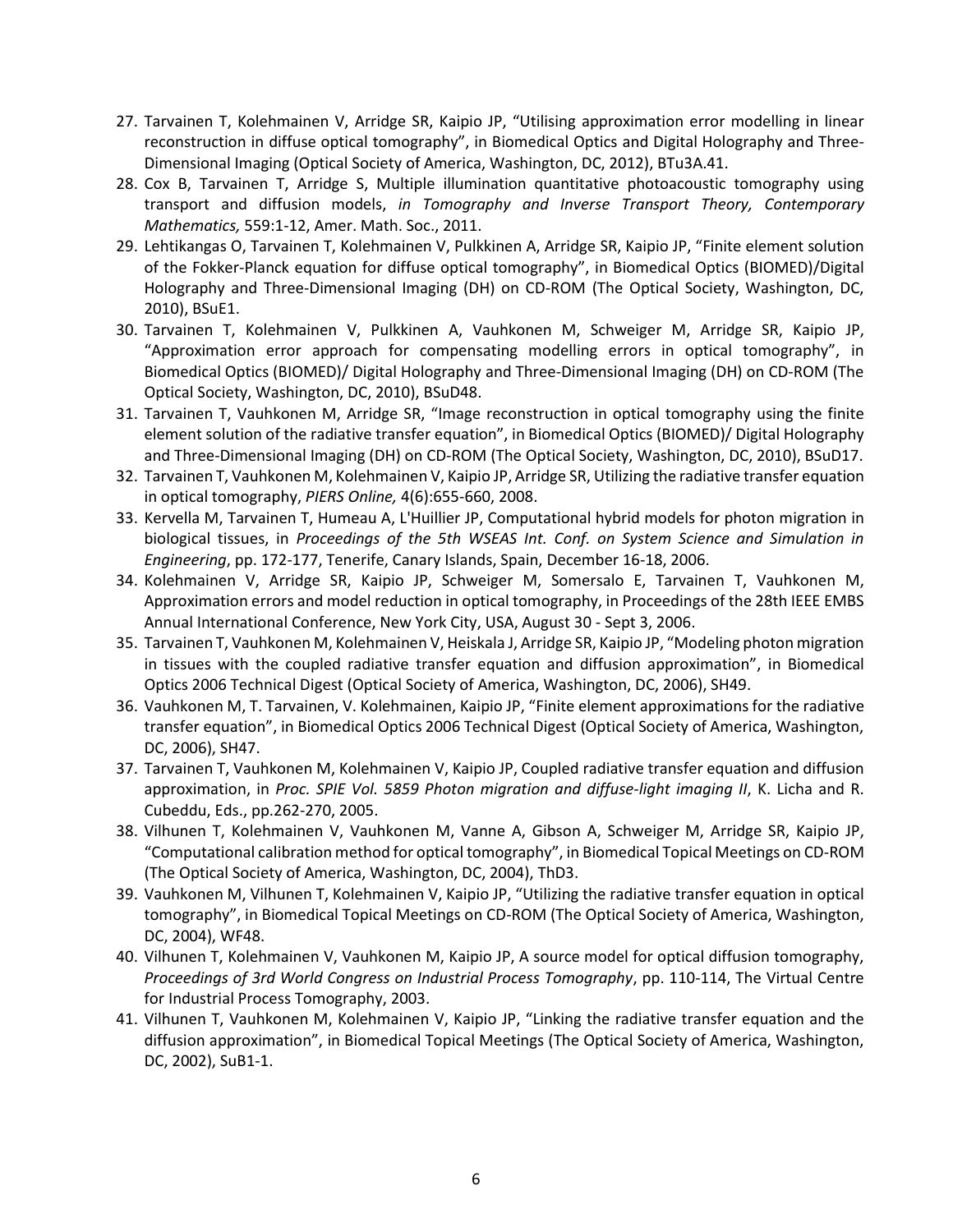27. Tarvainen T, Kolehmainen V, Arridge SR, Kaipio JP, “Utilising approximation error modelling in linear reconstruction in diffuse optical tomography”, in Biomedical Optics and Digital Holography and Three-Dimensional Imaging (Optical Society of America, Washington, DC, 2012), BTu3A.41.
28. Cox B, Tarvainen T, Arridge S, Multiple illumination quantitative photoacoustic tomography using transport and diffusion models, *in Tomography and Inverse Transport Theory, Contemporary Mathematics,* 559:1-12, Amer. Math. Soc., 2011.
29. Lehtikangas O, Tarvainen T, Kolehmainen V, Pulkkinen A, Arridge SR, Kaipio JP, “Finite element solution of the Fokker-Planck equation for diffuse optical tomography”, in Biomedical Optics (BIOMED)/Digital Holography and Three-Dimensional Imaging (DH) on CD-ROM (The Optical Society, Washington, DC, 2010), BSuE1.
30. Tarvainen T, Kolehmainen V, Pulkkinen A, Vauhkonen M, Schweiger M, Arridge SR, Kaipio JP, “Approximation error approach for compensating modelling errors in optical tomography”, in Biomedical Optics (BIOMED)/ Digital Holography and Three-Dimensional Imaging (DH) on CD-ROM (The Optical Society, Washington, DC, 2010), BSuD48.
31. Tarvainen T, Vauhkonen M, Arridge SR, “Image reconstruction in optical tomography using the finite element solution of the radiative transfer equation”, in Biomedical Optics (BIOMED)/ Digital Holography and Three-Dimensional Imaging (DH) on CD-ROM (The Optical Society, Washington, DC, 2010), BSuD17.
32. Tarvainen T, Vauhkonen M, Kolehmainen V, Kaipio JP, Arridge SR, Utilizing the radiative transfer equation in optical tomography, *PIERS Online,* 4(6):655-660, 2008.
33. Kervella M, Tarvainen T, Humeau A, L'Huillier JP, Computational hybrid models for photon migration in biological tissues, in *Proceedings of the 5th WSEAS Int. Conf. on System Science and Simulation in Engineering*, pp. 172-177, Tenerife, Canary Islands, Spain, December 16-18, 2006.
34. Kolehmainen V, Arridge SR, Kaipio JP, Schweiger M, Somersalo E, Tarvainen T, Vauhkonen M, Approximation errors and model reduction in optical tomography, in Proceedings of the 28th IEEE EMBS Annual International Conference, New York City, USA, August 30 - Sept 3, 2006.
35. Tarvainen T, Vauhkonen M, Kolehmainen V, Heiskala J, Arridge SR, Kaipio JP, “Modeling photon migration in tissues with the coupled radiative transfer equation and diffusion approximation”, in Biomedical Optics 2006 Technical Digest (Optical Society of America, Washington, DC, 2006), SH49.
36. Vauhkonen M, T. Tarvainen, V. Kolehmainen, Kaipio JP, “Finite element approximations for the radiative transfer equation”, in Biomedical Optics 2006 Technical Digest (Optical Society of America, Washington, DC, 2006), SH47.
37. Tarvainen T, Vauhkonen M, Kolehmainen V, Kaipio JP, Coupled radiative transfer equation and diffusion approximation, in *Proc. SPIE Vol. 5859 Photon migration and diffuse-light imaging II*, K. Licha and R. Cubeddu, Eds., pp.262-270, 2005.
38. Vilhunen T, Kolehmainen V, Vauhkonen M, Vanne A, Gibson A, Schweiger M, Arridge SR, Kaipio JP, “Computational calibration method for optical tomography”, in Biomedical Topical Meetings on CD-ROM (The Optical Society of America, Washington, DC, 2004), ThD3.
39. Vauhkonen M, Vilhunen T, Kolehmainen V, Kaipio JP, “Utilizing the radiative transfer equation in optical tomography”, in Biomedical Topical Meetings on CD-ROM (The Optical Society of America, Washington, DC, 2004), WF48.
40. Vilhunen T, Kolehmainen V, Vauhkonen M, Kaipio JP, A source model for optical diffusion tomography, *Proceedings of 3rd World Congress on Industrial Process Tomography*, pp. 110-114, The Virtual Centre for Industrial Process Tomography, 2003.
41. Vilhunen T, Vauhkonen M, Kolehmainen V, Kaipio JP, “Linking the radiative transfer equation and the diffusion approximation”, in Biomedical Topical Meetings (The Optical Society of America, Washington, DC, 2002), SuB1-1.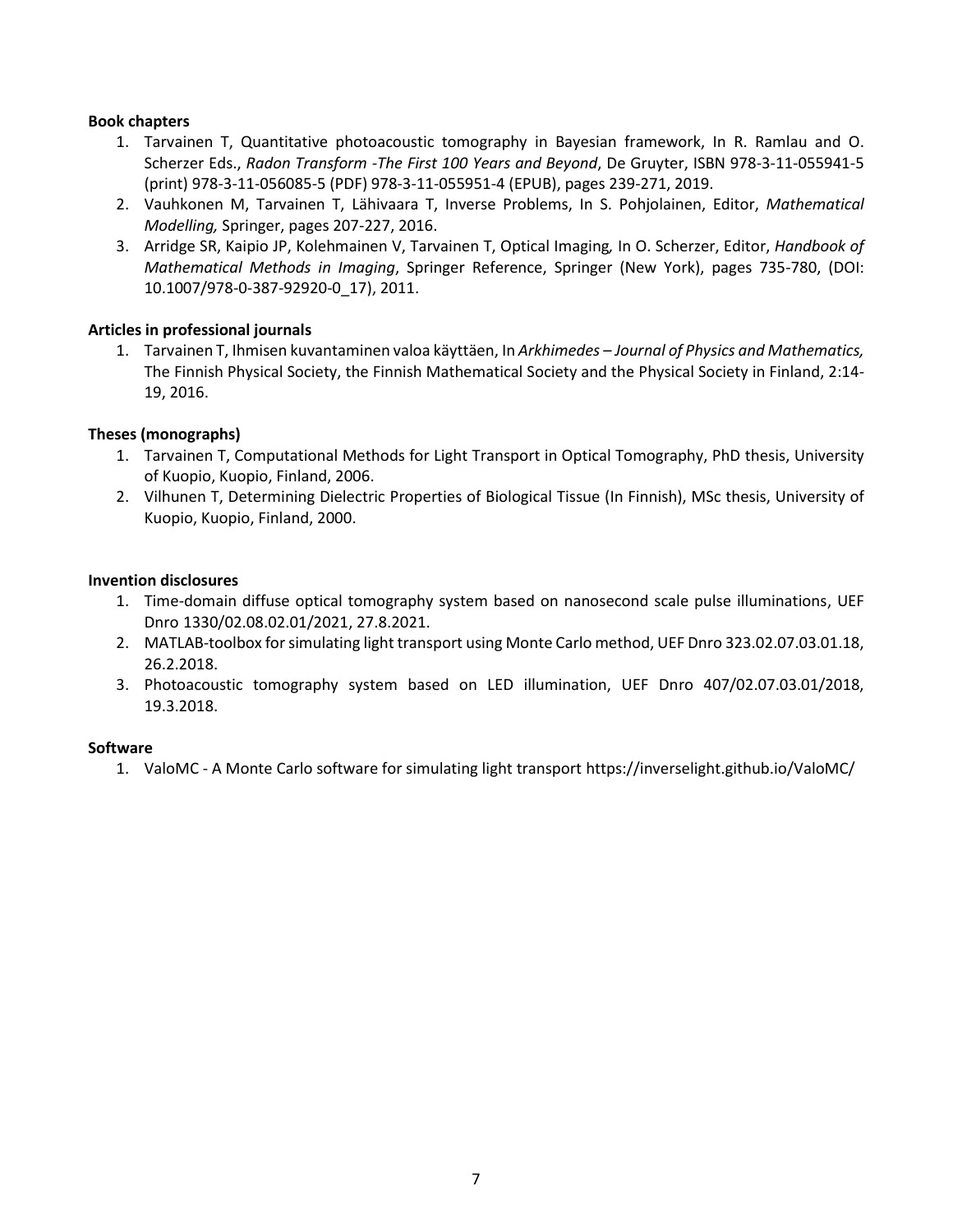**Book chapters**

1. Tarvainen T, Quantitative photoacoustic tomography in Bayesian framework, In R. Ramlau and O. Scherzer Eds., *Radon Transform -The First 100 Years and Beyond*, De Gruyter, ISBN 978-3-11-055941-5 (print) 978-3-11-056085-5 (PDF) 978-3-11-055951-4 (EPUB), pages 239-271, 2019.
2. Vauhkonen M, Tarvainen T, Lähivaara T, Inverse Problems, In S. Pohjolainen, Editor, *Mathematical Modelling,* Springer, pages 207-227, 2016.
3. Arridge SR, Kaipio JP, Kolehmainen V, Tarvainen T, Optical Imaging*,* In O. Scherzer, Editor, *Handbook of Mathematical Methods in Imaging*, Springer Reference, Springer (New York), pages 735-780, (DOI: 10.1007/978-0-387-92920-0_17), 2011.

**Articles in professional journals**

1. Tarvainen T, Ihmisen kuvantaminen valoa käyttäen, In *Arkhimedes – Journal of Physics and Mathematics,* The Finnish Physical Society, the Finnish Mathematical Society and the Physical Society in Finland, 2:14-19, 2016.

**Theses (monographs)**

1. Tarvainen T, Computational Methods for Light Transport in Optical Tomography, PhD thesis, University of Kuopio, Kuopio, Finland, 2006.
2. Vilhunen T, Determining Dielectric Properties of Biological Tissue (In Finnish), MSc thesis, University of Kuopio, Kuopio, Finland, 2000.

**Invention disclosures**

1. Time-domain diffuse optical tomography system based on nanosecond scale pulse illuminations, UEF Dnro 1330/02.08.02.01/2021, 27.8.2021.
2. MATLAB-toolbox for simulating light transport using Monte Carlo method, UEF Dnro 323.02.07.03.01.18, 26.2.2018.
3. Photoacoustic tomography system based on LED illumination, UEF Dnro 407/02.07.03.01/2018, 19.3.2018.

**Software**

1. ValoMC - A Monte Carlo software for simulating light transport https://inverselight.github.io/ValoMC/